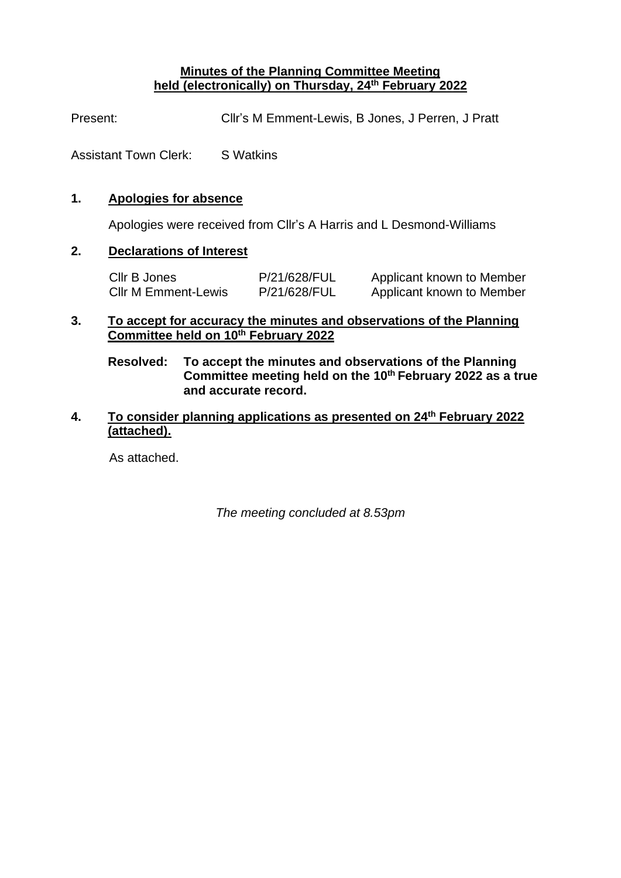**Minutes of the Planning Committee Meeting held (electronically) on Thursday, 24th February 2022**

Present: Cllr's M Emment-Lewis, B Jones, J Perren, J Pratt

Assistant Town Clerk: S Watkins

## 1. Apologies for absence

Apologies were received from Cllr's A Harris and L Desmond-Williams

## 2. Declarations of Interest

| | | |
|---|---|---|
| Cllr B Jones | P/21/628/FUL | Applicant known to Member |
| Cllr M Emment-Lewis | P/21/628/FUL | Applicant known to Member |

## 3. To accept for accuracy the minutes and observations of the Planning Committee held on 10th February 2022

**Resolved: To accept the minutes and observations of the Planning Committee meeting held on the 10th February 2022 as a true and accurate record.**

## 4. To consider planning applications as presented on 24th February 2022 (attached).

As attached.

*The meeting concluded at 8.53pm*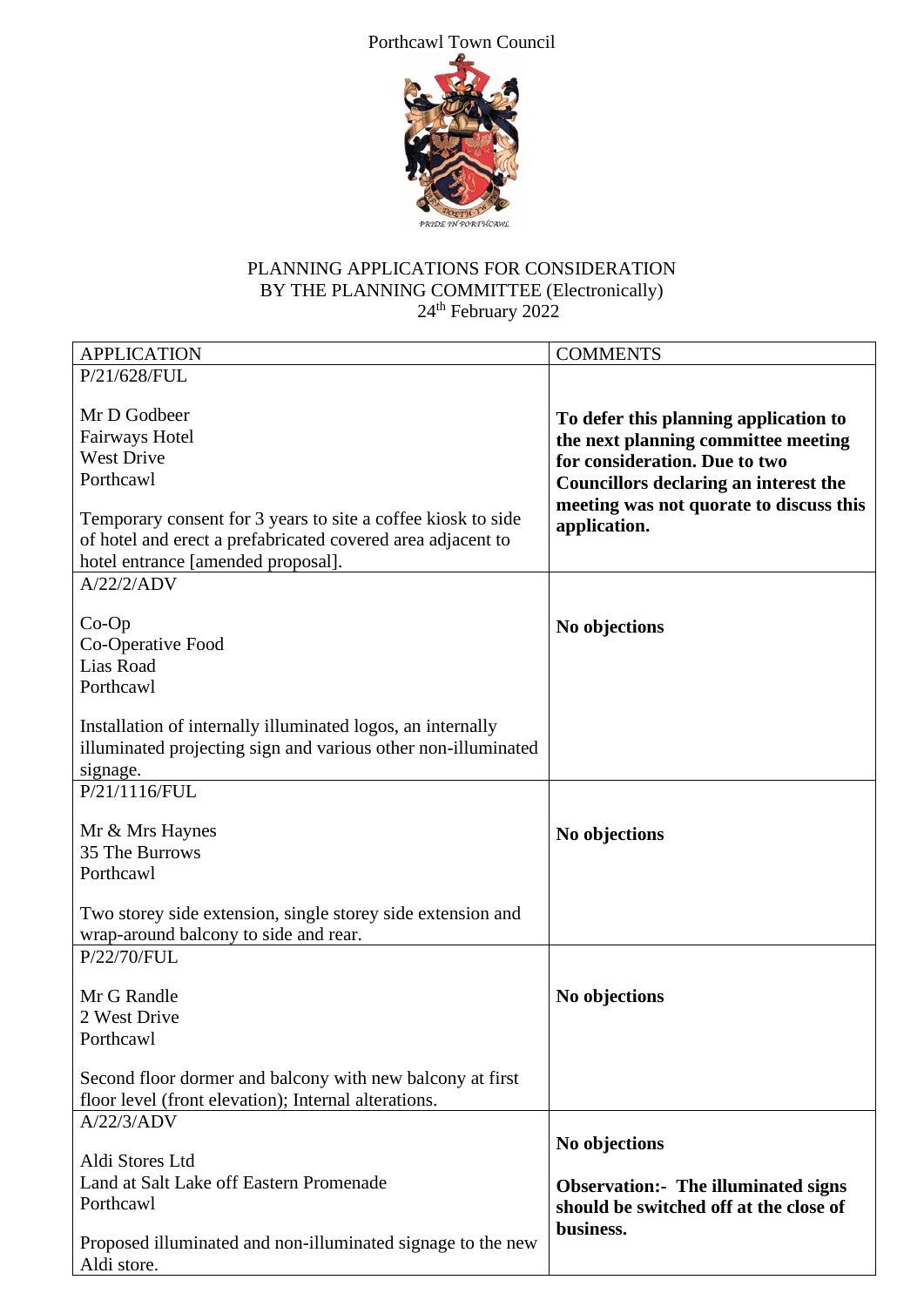Porthcawl Town Council

PLANNING APPLICATIONS FOR CONSIDERATION
BY THE PLANNING COMMITTEE (Electronically)
24th February 2022

| APPLICATION | COMMENTS |
|---|---|
| P/21/628/FUL<br><br>Mr D Godbeer<br>Fairways Hotel<br>West Drive<br>Porthcawl<br><br>Temporary consent for 3 years to site a coffee kiosk to side of hotel and erect a prefabricated covered area adjacent to hotel entrance [amended proposal]. | **To defer this planning application to the next planning committee meeting for consideration. Due to two Councillors declaring an interest the meeting was not quorate to discuss this application.** |
| A/22/2/ADV<br><br>Co-Op<br>Co-Operative Food<br>Lias Road<br>Porthcawl<br><br>Installation of internally illuminated logos, an internally illuminated projecting sign and various other non-illuminated signage. | **No objections** |
| P/21/1116/FUL<br><br>Mr & Mrs Haynes<br>35 The Burrows<br>Porthcawl<br><br>Two storey side extension, single storey side extension and wrap-around balcony to side and rear. | **No objections** |
| P/22/70/FUL<br><br>Mr G Randle<br>2 West Drive<br>Porthcawl<br><br>Second floor dormer and balcony with new balcony at first floor level (front elevation); Internal alterations. | **No objections** |
| A/22/3/ADV<br><br>Aldi Stores Ltd<br>Land at Salt Lake off Eastern Promenade<br>Porthcawl<br><br>Proposed illuminated and non-illuminated signage to the new Aldi store. | **No objections**<br><br>**Observation:- The illuminated signs should be switched off at the close of business.** |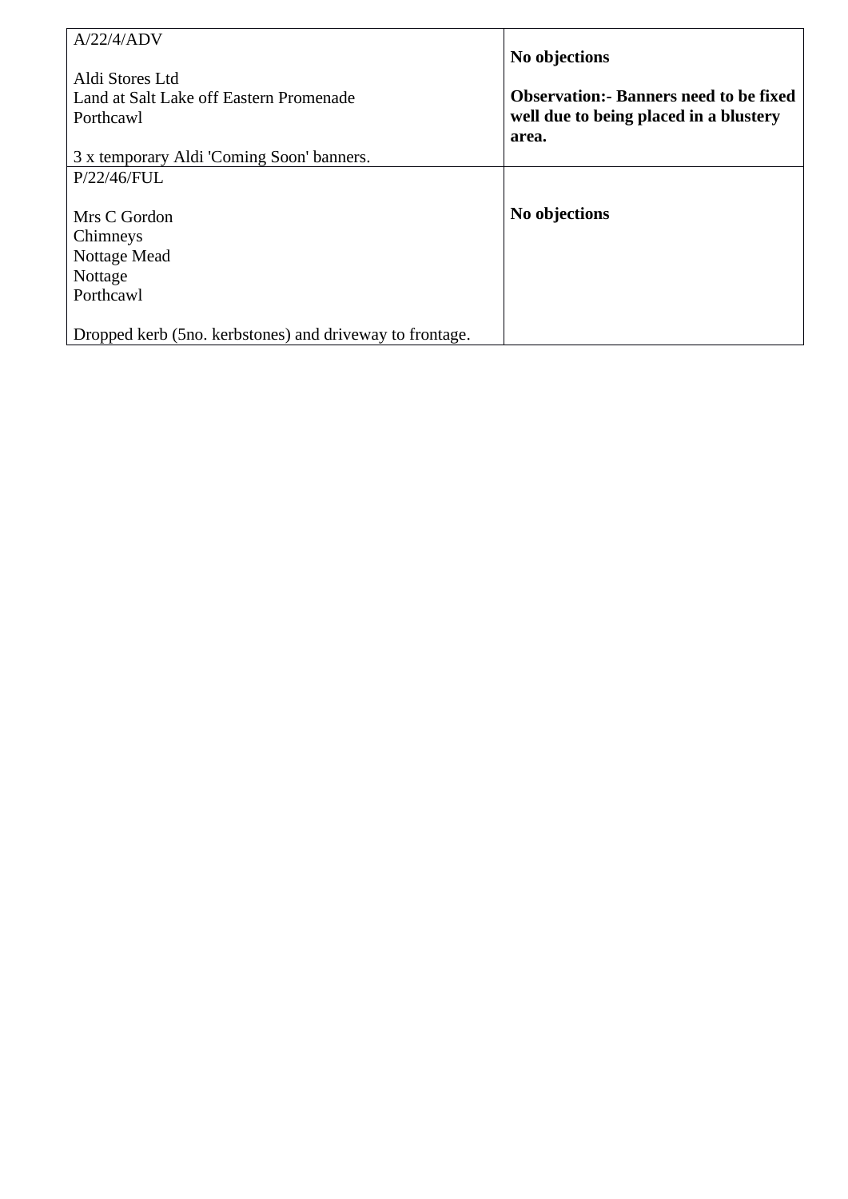| | |
|---|---|
| A/22/4/ADV<br><br>Aldi Stores Ltd<br>Land at Salt Lake off Eastern Promenade<br>Porthcawl<br><br>3 x temporary Aldi 'Coming Soon' banners. | **No objections**<br><br>**Observation:- Banners need to be fixed well due to being placed in a blustery area.** |
| P/22/46/FUL<br><br>Mrs C Gordon<br>Chimneys<br>Nottage Mead<br>Nottage<br>Porthcawl<br><br>Dropped kerb (5no. kerbstones) and driveway to frontage. | **No objections** |